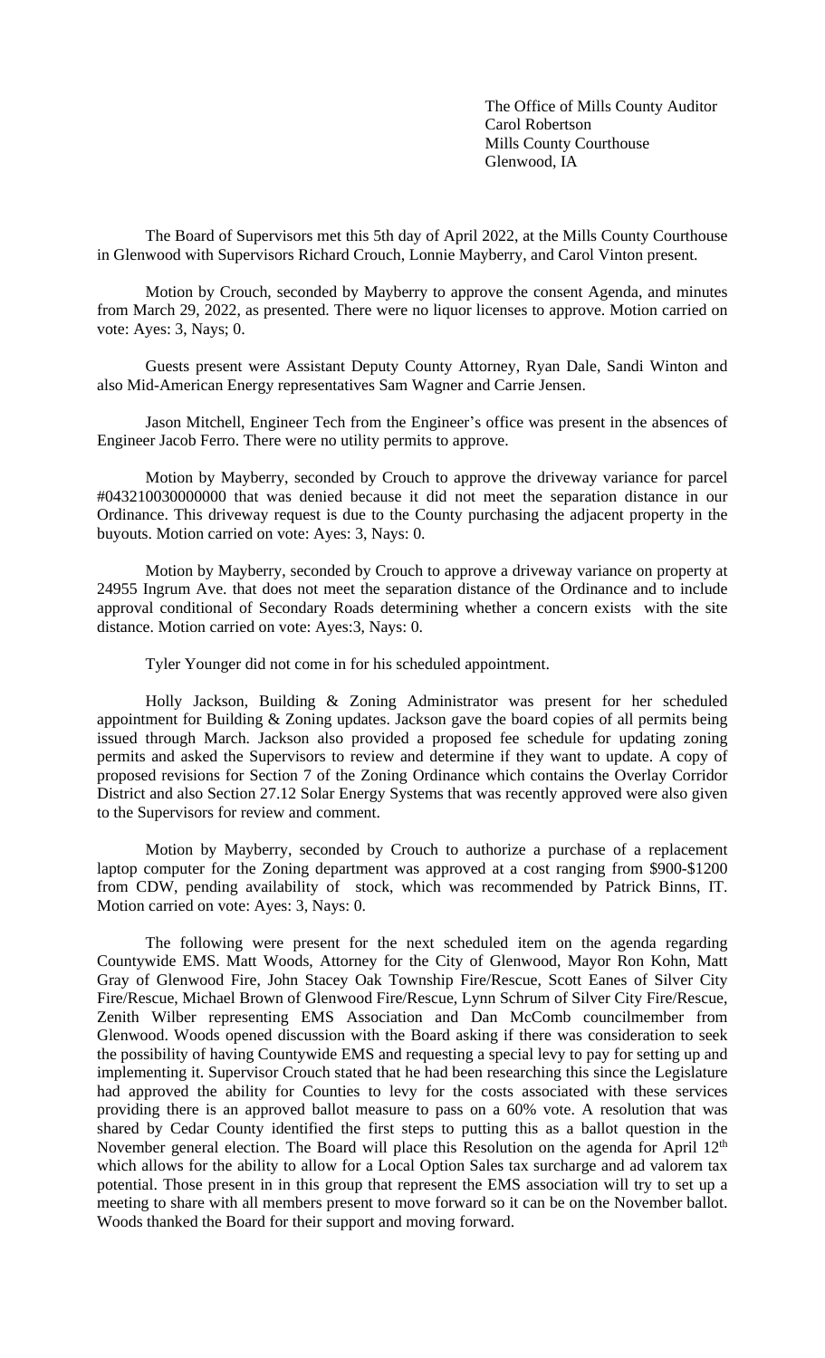The Office of Mills County Auditor
Carol Robertson
Mills County Courthouse
Glenwood, IA

The Board of Supervisors met this 5th day of April 2022, at the Mills County Courthouse in Glenwood with Supervisors Richard Crouch, Lonnie Mayberry, and Carol Vinton present.

Motion by Crouch, seconded by Mayberry to approve the consent Agenda, and minutes from March 29, 2022, as presented. There were no liquor licenses to approve. Motion carried on vote: Ayes: 3, Nays; 0.

Guests present were Assistant Deputy County Attorney, Ryan Dale, Sandi Winton and also Mid-American Energy representatives Sam Wagner and Carrie Jensen.

Jason Mitchell, Engineer Tech from the Engineer's office was present in the absences of Engineer Jacob Ferro. There were no utility permits to approve.

Motion by Mayberry, seconded by Crouch to approve the driveway variance for parcel #043210030000000 that was denied because it did not meet the separation distance in our Ordinance. This driveway request is due to the County purchasing the adjacent property in the buyouts. Motion carried on vote: Ayes: 3, Nays: 0.

Motion by Mayberry, seconded by Crouch to approve a driveway variance on property at 24955 Ingrum Ave. that does not meet the separation distance of the Ordinance and to include approval conditional of Secondary Roads determining whether a concern exists with the site distance. Motion carried on vote: Ayes:3, Nays: 0.

Tyler Younger did not come in for his scheduled appointment.

Holly Jackson, Building & Zoning Administrator was present for her scheduled appointment for Building & Zoning updates. Jackson gave the board copies of all permits being issued through March. Jackson also provided a proposed fee schedule for updating zoning permits and asked the Supervisors to review and determine if they want to update. A copy of proposed revisions for Section 7 of the Zoning Ordinance which contains the Overlay Corridor District and also Section 27.12 Solar Energy Systems that was recently approved were also given to the Supervisors for review and comment.

Motion by Mayberry, seconded by Crouch to authorize a purchase of a replacement laptop computer for the Zoning department was approved at a cost ranging from $900-$1200 from CDW, pending availability of stock, which was recommended by Patrick Binns, IT. Motion carried on vote: Ayes: 3, Nays: 0.

The following were present for the next scheduled item on the agenda regarding Countywide EMS. Matt Woods, Attorney for the City of Glenwood, Mayor Ron Kohn, Matt Gray of Glenwood Fire, John Stacey Oak Township Fire/Rescue, Scott Eanes of Silver City Fire/Rescue, Michael Brown of Glenwood Fire/Rescue, Lynn Schrum of Silver City Fire/Rescue, Zenith Wilber representing EMS Association and Dan McComb councilmember from Glenwood. Woods opened discussion with the Board asking if there was consideration to seek the possibility of having Countywide EMS and requesting a special levy to pay for setting up and implementing it. Supervisor Crouch stated that he had been researching this since the Legislature had approved the ability for Counties to levy for the costs associated with these services providing there is an approved ballot measure to pass on a 60% vote. A resolution that was shared by Cedar County identified the first steps to putting this as a ballot question in the November general election. The Board will place this Resolution on the agenda for April 12th which allows for the ability to allow for a Local Option Sales tax surcharge and ad valorem tax potential. Those present in in this group that represent the EMS association will try to set up a meeting to share with all members present to move forward so it can be on the November ballot. Woods thanked the Board for their support and moving forward.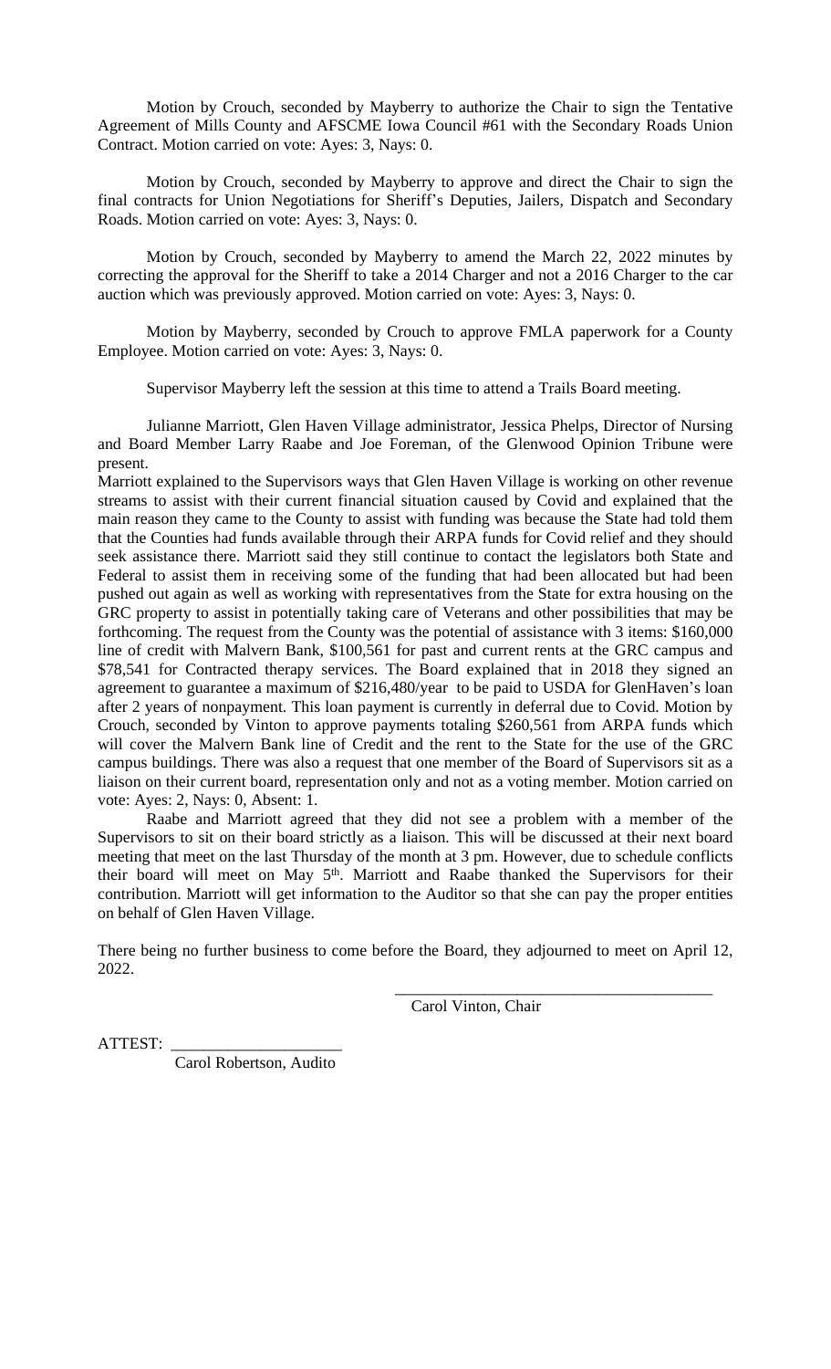Motion by Crouch, seconded by Mayberry to authorize the Chair to sign the Tentative Agreement of Mills County and AFSCME Iowa Council #61 with the Secondary Roads Union Contract. Motion carried on vote: Ayes: 3, Nays: 0.

Motion by Crouch, seconded by Mayberry to approve and direct the Chair to sign the final contracts for Union Negotiations for Sheriff's Deputies, Jailers, Dispatch and Secondary Roads. Motion carried on vote: Ayes: 3, Nays: 0.

Motion by Crouch, seconded by Mayberry to amend the March 22, 2022 minutes by correcting the approval for the Sheriff to take a 2014 Charger and not a 2016 Charger to the car auction which was previously approved. Motion carried on vote: Ayes: 3, Nays: 0.

Motion by Mayberry, seconded by Crouch to approve FMLA paperwork for a County Employee. Motion carried on vote: Ayes: 3, Nays: 0.

Supervisor Mayberry left the session at this time to attend a Trails Board meeting.

Julianne Marriott, Glen Haven Village administrator, Jessica Phelps, Director of Nursing and Board Member Larry Raabe and Joe Foreman, of the Glenwood Opinion Tribune were present.

Marriott explained to the Supervisors ways that Glen Haven Village is working on other revenue streams to assist with their current financial situation caused by Covid and explained that the main reason they came to the County to assist with funding was because the State had told them that the Counties had funds available through their ARPA funds for Covid relief and they should seek assistance there. Marriott said they still continue to contact the legislators both State and Federal to assist them in receiving some of the funding that had been allocated but had been pushed out again as well as working with representatives from the State for extra housing on the GRC property to assist in potentially taking care of Veterans and other possibilities that may be forthcoming. The request from the County was the potential of assistance with 3 items: $160,000 line of credit with Malvern Bank, $100,561 for past and current rents at the GRC campus and $78,541 for Contracted therapy services. The Board explained that in 2018 they signed an agreement to guarantee a maximum of $216,480/year to be paid to USDA for GlenHaven's loan after 2 years of nonpayment. This loan payment is currently in deferral due to Covid. Motion by Crouch, seconded by Vinton to approve payments totaling $260,561 from ARPA funds which will cover the Malvern Bank line of Credit and the rent to the State for the use of the GRC campus buildings. There was also a request that one member of the Board of Supervisors sit as a liaison on their current board, representation only and not as a voting member. Motion carried on vote: Ayes: 2, Nays: 0, Absent: 1.

Raabe and Marriott agreed that they did not see a problem with a member of the Supervisors to sit on their board strictly as a liaison. This will be discussed at their next board meeting that meet on the last Thursday of the month at 3 pm. However, due to schedule conflicts their board will meet on May 5th. Marriott and Raabe thanked the Supervisors for their contribution. Marriott will get information to the Auditor so that she can pay the proper entities on behalf of Glen Haven Village.

There being no further business to come before the Board, they adjourned to meet on April 12, 2022.

\_\_\_\_\_\_\_\_\_\_\_\_\_\_\_\_\_\_\_\_\_\_\_\_\_\_\_\_\_\_\_\_\_\_\_\_\_\_\_\_

Carol Vinton, Chair

ATTEST: \_\_\_\_\_\_\_\_\_\_\_\_\_\_\_\_\_\_\_\_

Carol Robertson, Audito